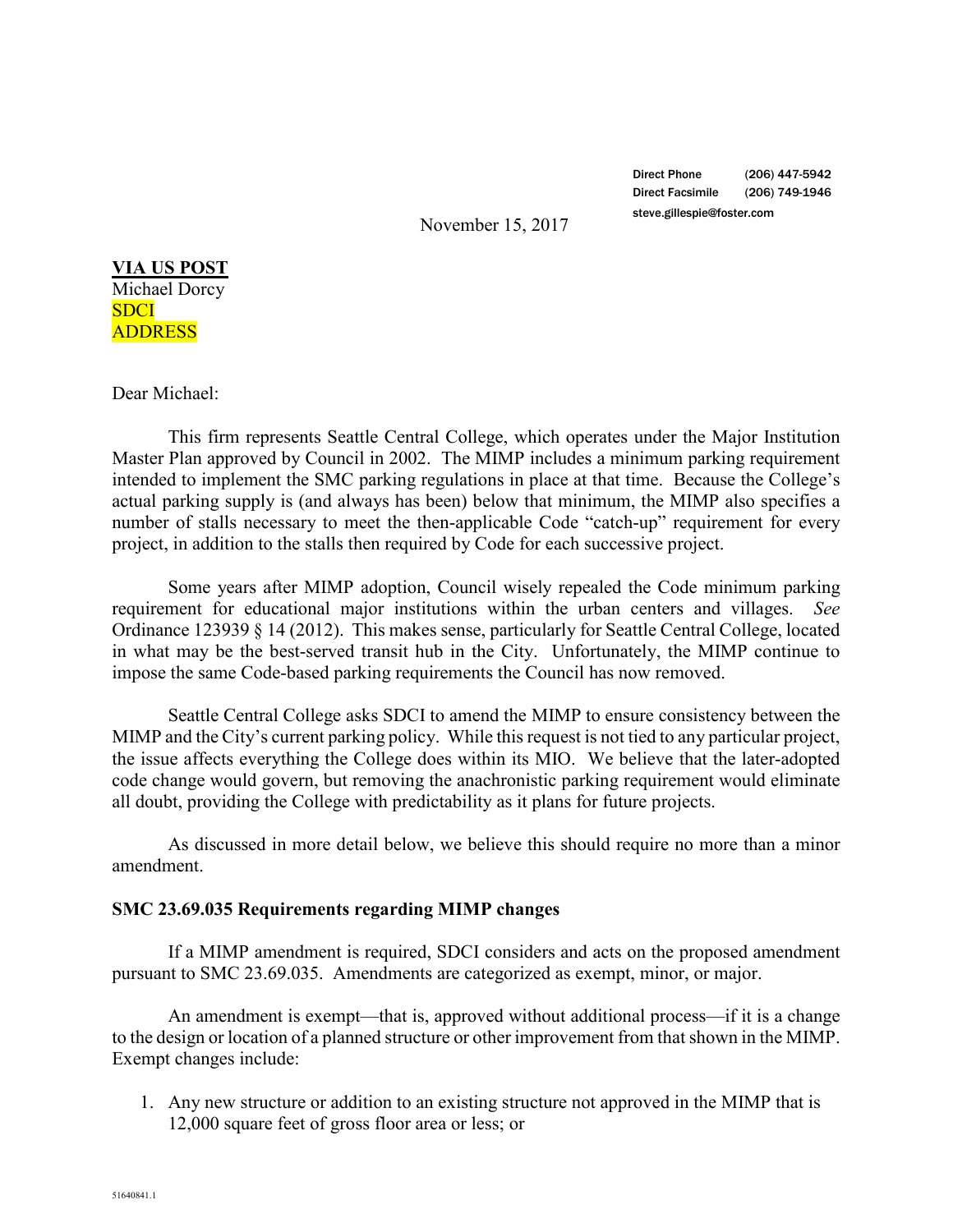Direct Phone (206) 447-5942
Direct Facsimile (206) 749-1946
steve.gillespie@foster.com

November 15, 2017

**VIA US POST**
Michael Dorcy
SDCI
ADDRESS

Dear Michael:

This firm represents Seattle Central College, which operates under the Major Institution Master Plan approved by Council in 2002. The MIMP includes a minimum parking requirement intended to implement the SMC parking regulations in place at that time. Because the College's actual parking supply is (and always has been) below that minimum, the MIMP also specifies a number of stalls necessary to meet the then-applicable Code "catch-up" requirement for every project, in addition to the stalls then required by Code for each successive project.

Some years after MIMP adoption, Council wisely repealed the Code minimum parking requirement for educational major institutions within the urban centers and villages. *See* Ordinance 123939 § 14 (2012). This makes sense, particularly for Seattle Central College, located in what may be the best-served transit hub in the City. Unfortunately, the MIMP continue to impose the same Code-based parking requirements the Council has now removed.

Seattle Central College asks SDCI to amend the MIMP to ensure consistency between the MIMP and the City's current parking policy. While this request is not tied to any particular project, the issue affects everything the College does within its MIO. We believe that the later-adopted code change would govern, but removing the anachronistic parking requirement would eliminate all doubt, providing the College with predictability as it plans for future projects.

As discussed in more detail below, we believe this should require no more than a minor amendment.

**SMC 23.69.035 Requirements regarding MIMP changes**

If a MIMP amendment is required, SDCI considers and acts on the proposed amendment pursuant to SMC 23.69.035. Amendments are categorized as exempt, minor, or major.

An amendment is exempt—that is, approved without additional process—if it is a change to the design or location of a planned structure or other improvement from that shown in the MIMP. Exempt changes include:

1. Any new structure or addition to an existing structure not approved in the MIMP that is 12,000 square feet of gross floor area or less; or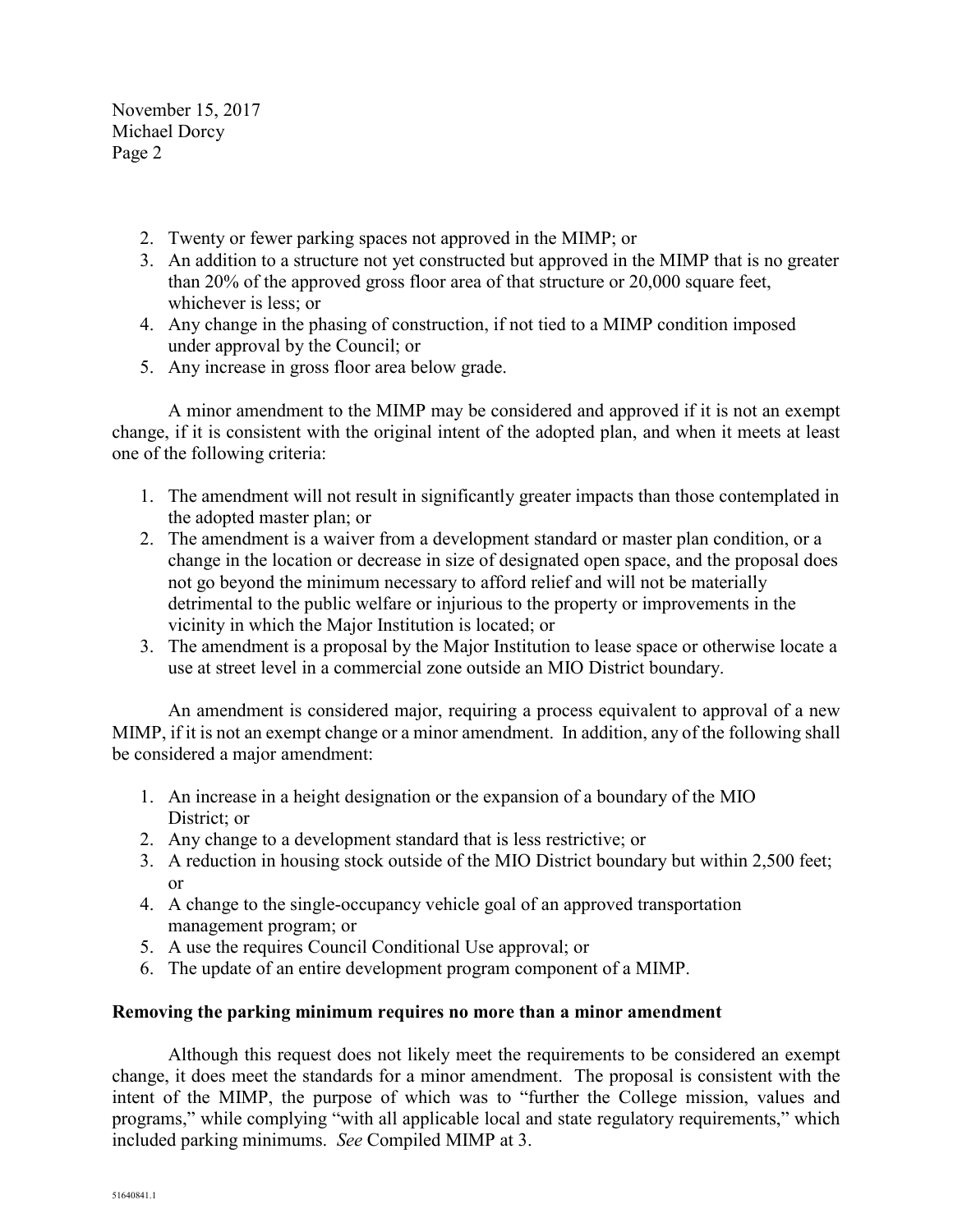2. Twenty or fewer parking spaces not approved in the MIMP; or
3. An addition to a structure not yet constructed but approved in the MIMP that is no greater than 20% of the approved gross floor area of that structure or 20,000 square feet, whichever is less; or
4. Any change in the phasing of construction, if not tied to a MIMP condition imposed under approval by the Council; or
5. Any increase in gross floor area below grade.

A minor amendment to the MIMP may be considered and approved if it is not an exempt change, if it is consistent with the original intent of the adopted plan, and when it meets at least one of the following criteria:

1. The amendment will not result in significantly greater impacts than those contemplated in the adopted master plan; or
2. The amendment is a waiver from a development standard or master plan condition, or a change in the location or decrease in size of designated open space, and the proposal does not go beyond the minimum necessary to afford relief and will not be materially detrimental to the public welfare or injurious to the property or improvements in the vicinity in which the Major Institution is located; or
3. The amendment is a proposal by the Major Institution to lease space or otherwise locate a use at street level in a commercial zone outside an MIO District boundary.

An amendment is considered major, requiring a process equivalent to approval of a new MIMP, if it is not an exempt change or a minor amendment. In addition, any of the following shall be considered a major amendment:

1. An increase in a height designation or the expansion of a boundary of the MIO District; or
2. Any change to a development standard that is less restrictive; or
3. A reduction in housing stock outside of the MIO District boundary but within 2,500 feet; or
4. A change to the single-occupancy vehicle goal of an approved transportation management program; or
5. A use the requires Council Conditional Use approval; or
6. The update of an entire development program component of a MIMP.

**Removing the parking minimum requires no more than a minor amendment**

Although this request does not likely meet the requirements to be considered an exempt change, it does meet the standards for a minor amendment. The proposal is consistent with the intent of the MIMP, the purpose of which was to "further the College mission, values and programs," while complying "with all applicable local and state regulatory requirements," which included parking minimums. *See* Compiled MIMP at 3.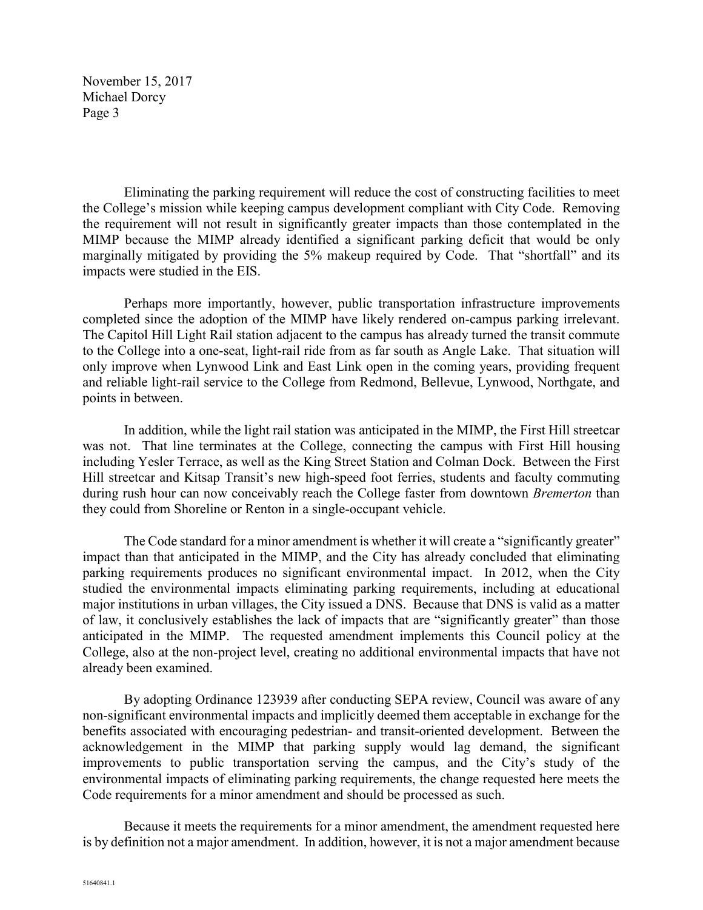Eliminating the parking requirement will reduce the cost of constructing facilities to meet the College's mission while keeping campus development compliant with City Code. Removing the requirement will not result in significantly greater impacts than those contemplated in the MIMP because the MIMP already identified a significant parking deficit that would be only marginally mitigated by providing the 5% makeup required by Code. That "shortfall" and its impacts were studied in the EIS.

Perhaps more importantly, however, public transportation infrastructure improvements completed since the adoption of the MIMP have likely rendered on-campus parking irrelevant. The Capitol Hill Light Rail station adjacent to the campus has already turned the transit commute to the College into a one-seat, light-rail ride from as far south as Angle Lake. That situation will only improve when Lynwood Link and East Link open in the coming years, providing frequent and reliable light-rail service to the College from Redmond, Bellevue, Lynwood, Northgate, and points in between.

In addition, while the light rail station was anticipated in the MIMP, the First Hill streetcar was not. That line terminates at the College, connecting the campus with First Hill housing including Yesler Terrace, as well as the King Street Station and Colman Dock. Between the First Hill streetcar and Kitsap Transit's new high-speed foot ferries, students and faculty commuting during rush hour can now conceivably reach the College faster from downtown *Bremerton* than they could from Shoreline or Renton in a single-occupant vehicle.

The Code standard for a minor amendment is whether it will create a "significantly greater" impact than that anticipated in the MIMP, and the City has already concluded that eliminating parking requirements produces no significant environmental impact. In 2012, when the City studied the environmental impacts eliminating parking requirements, including at educational major institutions in urban villages, the City issued a DNS. Because that DNS is valid as a matter of law, it conclusively establishes the lack of impacts that are "significantly greater" than those anticipated in the MIMP. The requested amendment implements this Council policy at the College, also at the non-project level, creating no additional environmental impacts that have not already been examined.

By adopting Ordinance 123939 after conducting SEPA review, Council was aware of any non-significant environmental impacts and implicitly deemed them acceptable in exchange for the benefits associated with encouraging pedestrian- and transit-oriented development. Between the acknowledgement in the MIMP that parking supply would lag demand, the significant improvements to public transportation serving the campus, and the City's study of the environmental impacts of eliminating parking requirements, the change requested here meets the Code requirements for a minor amendment and should be processed as such.

Because it meets the requirements for a minor amendment, the amendment requested here is by definition not a major amendment. In addition, however, it is not a major amendment because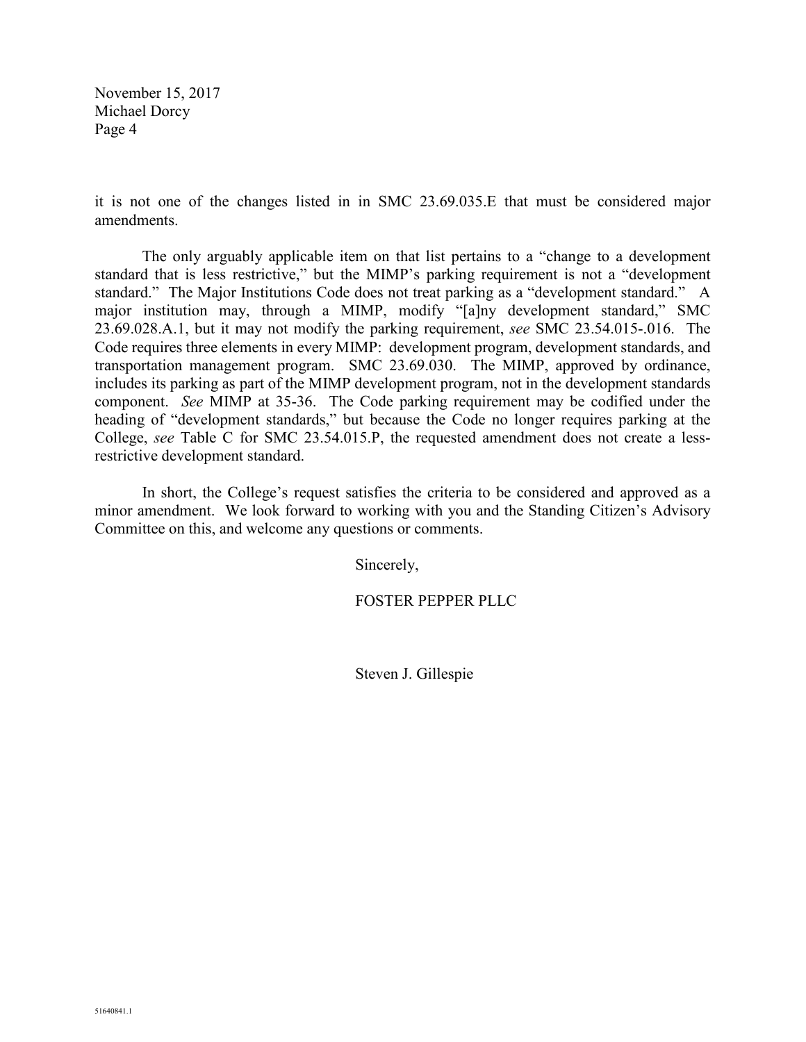it is not one of the changes listed in in SMC 23.69.035.E that must be considered major amendments.

The only arguably applicable item on that list pertains to a "change to a development standard that is less restrictive," but the MIMP's parking requirement is not a "development standard." The Major Institutions Code does not treat parking as a "development standard." A major institution may, through a MIMP, modify "[a]ny development standard," SMC 23.69.028.A.1, but it may not modify the parking requirement, *see* SMC 23.54.015-.016. The Code requires three elements in every MIMP: development program, development standards, and transportation management program. SMC 23.69.030. The MIMP, approved by ordinance, includes its parking as part of the MIMP development program, not in the development standards component. *See* MIMP at 35-36. The Code parking requirement may be codified under the heading of "development standards," but because the Code no longer requires parking at the College, *see* Table C for SMC 23.54.015.P, the requested amendment does not create a less-restrictive development standard.

In short, the College's request satisfies the criteria to be considered and approved as a minor amendment. We look forward to working with you and the Standing Citizen's Advisory Committee on this, and welcome any questions or comments.

Sincerely,

FOSTER PEPPER PLLC

Steven J. Gillespie

51640841.1